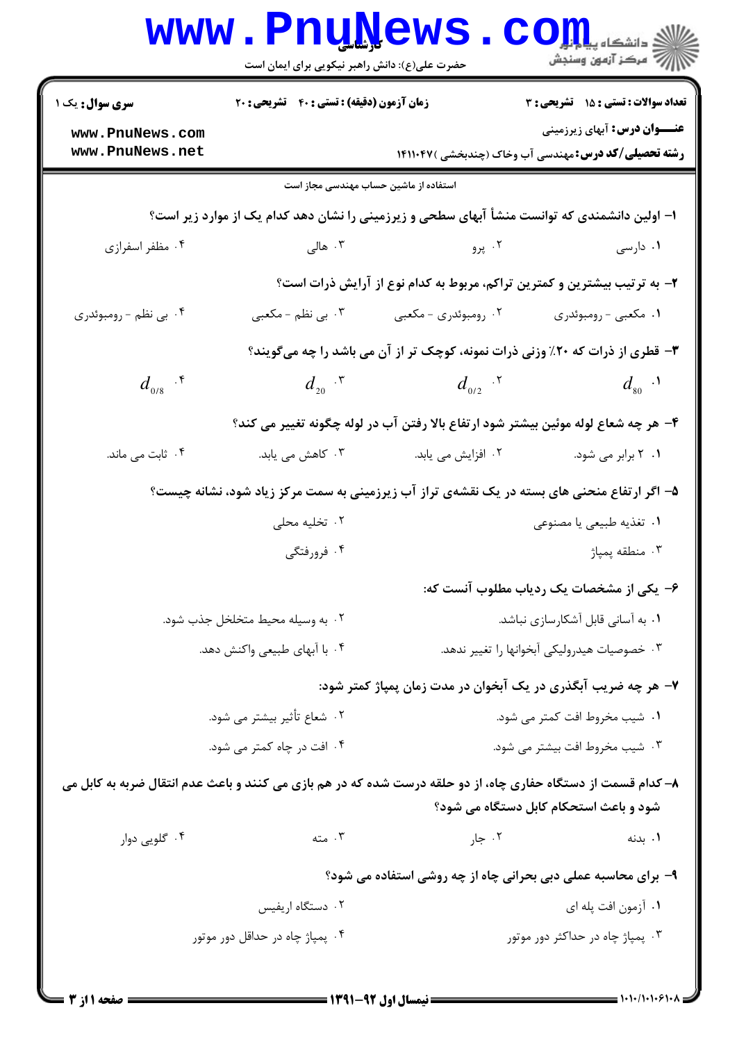کارشناسی

حضرت علی(ع): دانش راهبر نیکویی برای ایمان است

**سری سوال:** یک ۱ | **زمان آزمون (دقیقه) : تستی : ۴۰ تشریحی : ۲۰** | **تعداد سوالات : تستی : ۱۵ تشریحی : ۳**

**عنـــوان درس:** آبهای زیرزمینی

**رشته تحصیلی/کد درس:** مهندسی آب وخاک (چندبخشی ) ۱۴۱۱۰۴۷

استفاده از ماشین حساب مهندسی مجاز است

**۱- اولین دانشمندی که توانست منشأ آبهای سطحی و زیرزمینی را نشان دهد کدام یک از موارد زیر است؟**

۱. دارسی
۲. پرو
۳. هالی
۴. مظفر اسفرازی

**۲- به ترتیب بیشترین و کمترین تراکم، مربوط به کدام نوع از آرایش ذرات است؟**

۱. مکعبی - رومبوئدری
۲. رومبوئدری - مکعبی
۳. بی نظم - مکعبی
۴. بی نظم - رومبوئدری

**۳- قطری از ذرات که ۲۰٪ وزنی ذرات نمونه، کوچک تر از آن می باشد را چه می‌گویند؟**

۱. $d_{80}$
۲. $d_{0/2}$
۳. $d_{20}$
۴. $d_{0/8}$

**۴- هر چه شعاع لوله موئین بیشتر شود ارتفاع بالا رفتن آب در لوله چگونه تغییر می کند؟**

۱. ۲ برابر می شود.
۲. افزایش می یابد.
۳. کاهش می یابد.
۴. ثابت می ماند.

**۵- اگر ارتفاع منحنی های بسته در یک نقشه‌ی تراز آب زیرزمینی به سمت مرکز زیاد شود، نشانه چیست؟**

۱. تغذیه طبیعی یا مصنوعی
۲. تخلیه محلی
۳. منطقه پمپاژ
۴. فرورفتگی

**۶- یکی از مشخصات یک ردیاب مطلوب آنست که:**

۱. به آسانی قابل آشکارسازی نباشد.
۲. به وسیله محیط متخلخل جذب شود.
۳. خصوصیات هیدرولیکی آبخوانها را تغییر ندهد.
۴. با آبهای طبیعی واکنش دهد.

**۷- هر چه ضریب آبگذری در یک آبخوان در مدت زمان پمپاژ کمتر شود:**

۱. شیب مخروط افت کمتر می شود.
۲. شعاع تأثیر بیشتر می شود.
۳. شیب مخروط افت بیشتر می شود.
۴. افت در چاه کمتر می شود.

**۸- کدام قسمت از دستگاه حفاری چاه، از دو حلقه درست شده که در هم بازی می کنند و باعث عدم انتقال ضربه به کابل می شود و باعث استحکام کابل دستگاه می شود؟**

۱. بدنه
۲. جار
۳. مته
۴. گلویی دوار

**۹- برای محاسبه عملی دبی بحرانی چاه از چه روشی استفاده می شود؟**

۱. آزمون افت پله ای
۲. دستگاه اریفیس
۳. پمپاژ چاه در حداکثر دور موتور
۴. پمپاژ چاه در حداقل دور موتور

نیمسال اول ۹۲-۱۳۹۱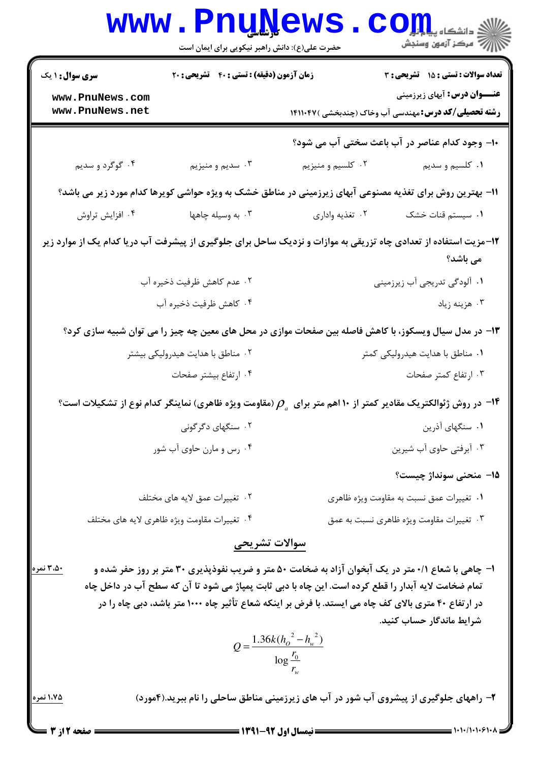**سری سوال: ۱ یک** | **زمان آزمون (دقیقه) : تستی : ۴۰ تشریحی : ۲۰** | **تعداد سوالات : تستی : ۱۵ تشریحی : ۳**

**عنـــوان درس:** آبهای زیرزمینی

**رشته تحصیلی/کد درس:** مهندسی آب وخاک (چندبخشی )۱۴۱۱۰۴۷

**۱۰- وجود کدام عناصر در آب باعث سختی آب می شود؟**

۱. کلسیم و سدیم
۲. کلسیم و منیزیم
۳. سدیم و منیزیم
۴. گوگرد و سدیم

**۱۱- بهترین روش برای تغذیه مصنوعی آبهای زیرزمینی در مناطق خشک به ویژه حواشی کویرها کدام مورد زیر می باشد؟**

۱. سیستم قنات خشک
۲. تغذیه واداری
۳. به وسیله چاهها
۴. افزایش تراوش

**۱۲- مزیت استفاده از تعدادی چاه تزریقی به موازات و نزدیک ساحل برای جلوگیری از پیشرفت آب دریا کدام یک از موارد زیر می باشد؟**

۱. آلودگی تدریجی آب زیرزمینی
۲. عدم کاهش ظرفیت ذخیره آب
۳. هزینه زیاد
۴. کاهش ظرفیت ذخیره آب

**۱۳- در مدل سیال ویسکوز، با کاهش فاصله بین صفحات موازی در محل های معین چه چیز را می توان شبیه سازی کرد؟**

۱. مناطق با هدایت هیدرولیکی کمتر
۲. مناطق با هدایت هیدرولیکی بیشتر
۳. ارتفاع کمتر صفحات
۴. ارتفاع بیشتر صفحات

**۱۴- در روش ژئوالکتریک مقادیر کمتر از ۱۰ اهم متر برای $\rho_a$ (مقاومت ویژه ظاهری) نماینگر کدام نوع از تشکیلات است؟**

۱. سنگهای آذرین
۲. سنگهای دگرگونی
۳. آبرفتی حاوی آب شیرین
۴. رس و مارن حاوی آب شور

**۱۵- منحنی سونداژ چیست؟**

۱. تغییرات عمق نسبت به مقاومت ویژه ظاهری
۲. تغییرات عمق لایه های مختلف
۳. تغییرات مقاومت ویژه ظاهری نسبت به عمق
۴. تغییرات مقاومت ویژه ظاهری لایه های مختلف

## سوالات تشریحی

**۱- چاهی با شعاع ۰/۱ متر در یک آبخوان آزاد به ضخامت ۵۰ متر و ضریب نفوذپذیری ۳۰ متر بر روز حفر شده و تمام ضخامت لایه آبدار را قطع کرده است. این چاه با دبی ثابت پمپاژ می شود تا آن که سطح آب در داخل چاه در ارتفاع ۴۰ متری بالای کف چاه می ایستد. با فرض بر اینکه شعاع تأثیر چاه ۱۰۰۰ متر باشد، دبی چاه را در شرایط ماندگار حساب کنید.** (۳،۵۰ نمره)

$$Q = \frac{1.36k(h_o^2 - h_w^2)}{\log \frac{r_0}{r_w}}$$

**۲- راههای جلوگیری از پیشروی آب شور در آب های زیرزمینی مناطق ساحلی را نام ببرید.(۴مورد)** (۱،۷۵ نمره)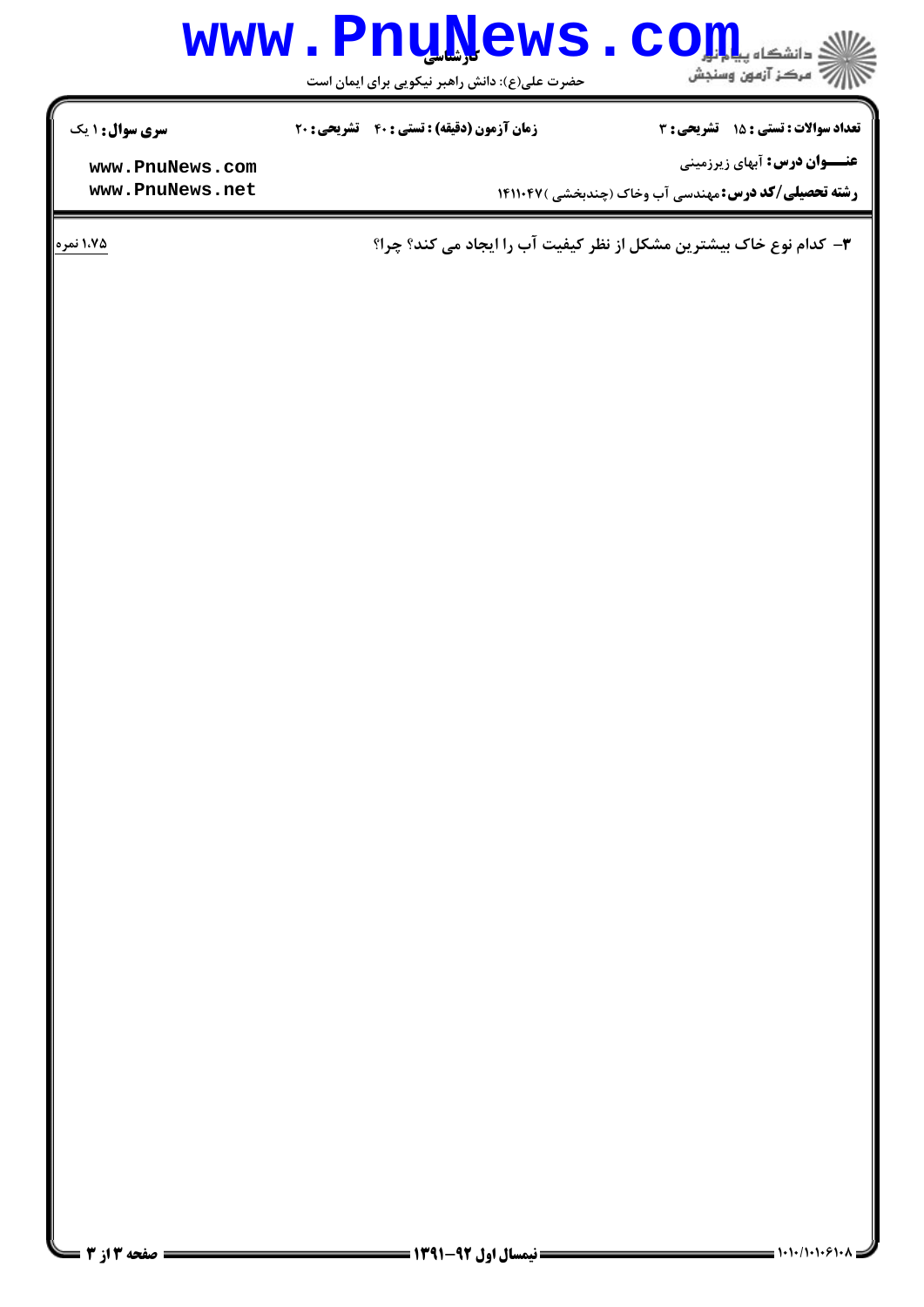۳- کدام نوع خاک بیشترین مشکل از نظر کیفیت آب را ایجاد می کند؟ چرا؟

۱.۷۵ نمره